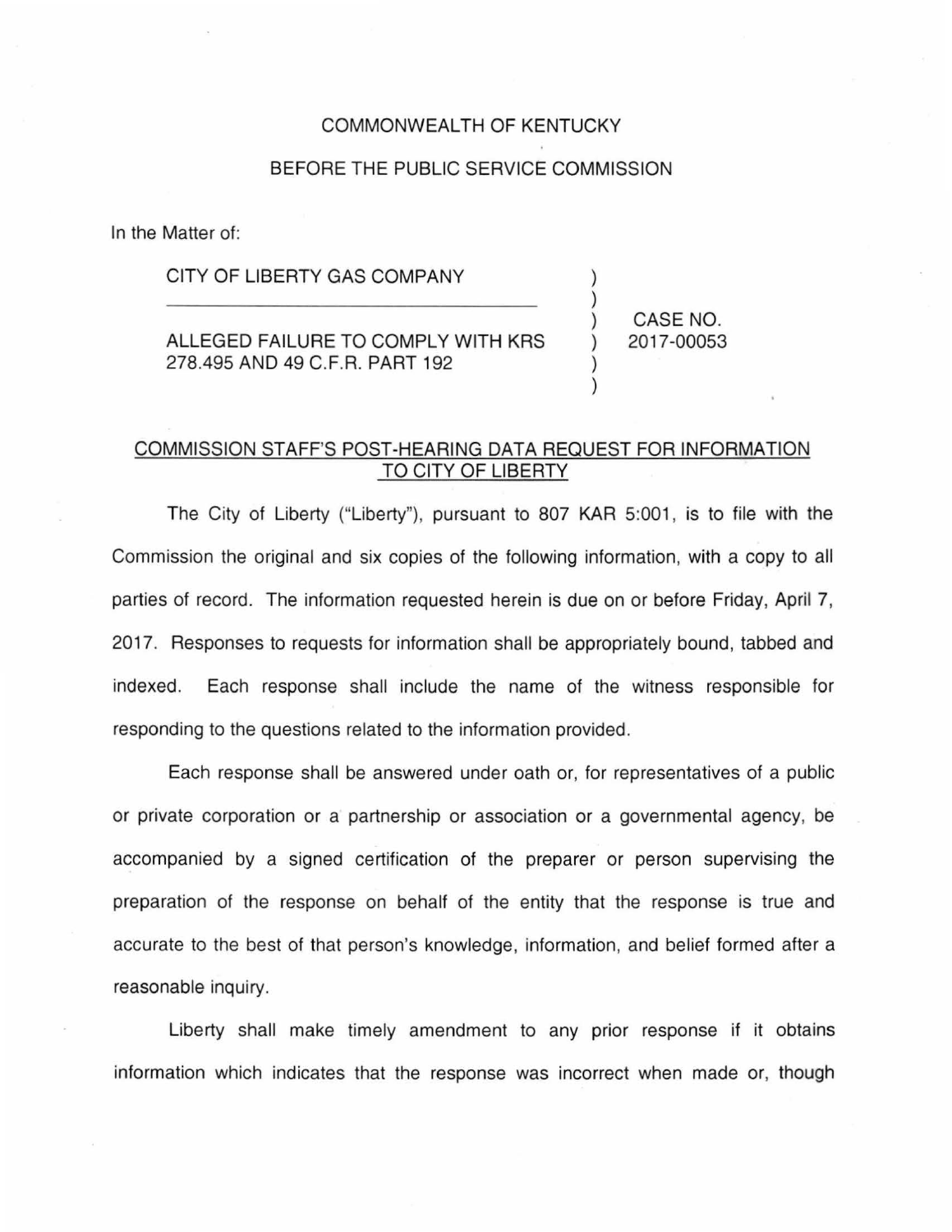COMMONWEALTH OF KENTUCKY

BEFORE THE PUBLIC SERVICE COMMISSION

In the Matter of:

| | | |
|---|---|---|
| CITY OF LIBERTY GAS COMPANY | ) | |
| ___________________________________ | ) | |
| | ) | CASE NO. |
| ALLEGED FAILURE TO COMPLY WITH KRS | ) | 2017-00053 |
| 278.495 AND 49 C.F.R. PART 192 | ) | |
| | ) | |

## COMMISSION STAFF'S POST-HEARING DATA REQUEST FOR INFORMATION TO CITY OF LIBERTY

The City of Liberty ("Liberty"), pursuant to 807 KAR 5:001, is to file with the Commission the original and six copies of the following information, with a copy to all parties of record. The information requested herein is due on or before Friday, April 7, 2017. Responses to requests for information shall be appropriately bound, tabbed and indexed. Each response shall include the name of the witness responsible for responding to the questions related to the information provided.

Each response shall be answered under oath or, for representatives of a public or private corporation or a partnership or association or a governmental agency, be accompanied by a signed certification of the preparer or person supervising the preparation of the response on behalf of the entity that the response is true and accurate to the best of that person's knowledge, information, and belief formed after a reasonable inquiry.

Liberty shall make timely amendment to any prior response if it obtains information which indicates that the response was incorrect when made or, though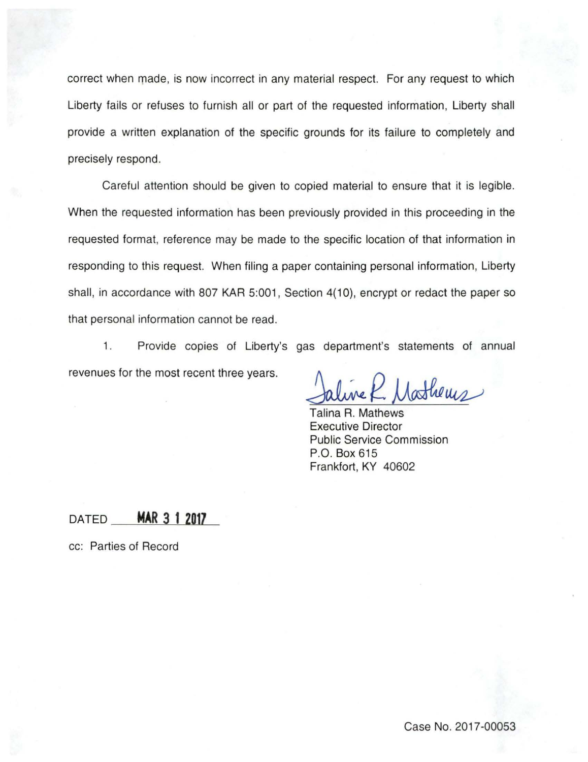correct when made, is now incorrect in any material respect. For any request to which Liberty fails or refuses to furnish all or part of the requested information, Liberty shall provide a written explanation of the specific grounds for its failure to completely and precisely respond.

Careful attention should be given to copied material to ensure that it is legible. When the requested information has been previously provided in this proceeding in the requested format, reference may be made to the specific location of that information in responding to this request. When filing a paper containing personal information, Liberty shall, in accordance with 807 KAR 5:001, Section 4(10), encrypt or redact the paper so that personal information cannot be read.

1. Provide copies of Liberty's gas department's statements of annual revenues for the most recent three years.

Talina R. Mathews
Executive Director
Public Service Commission
P.O. Box 615
Frankfort, KY 40602

DATED **MAR 3 1 2017**

cc: Parties of Record

Case No. 2017-00053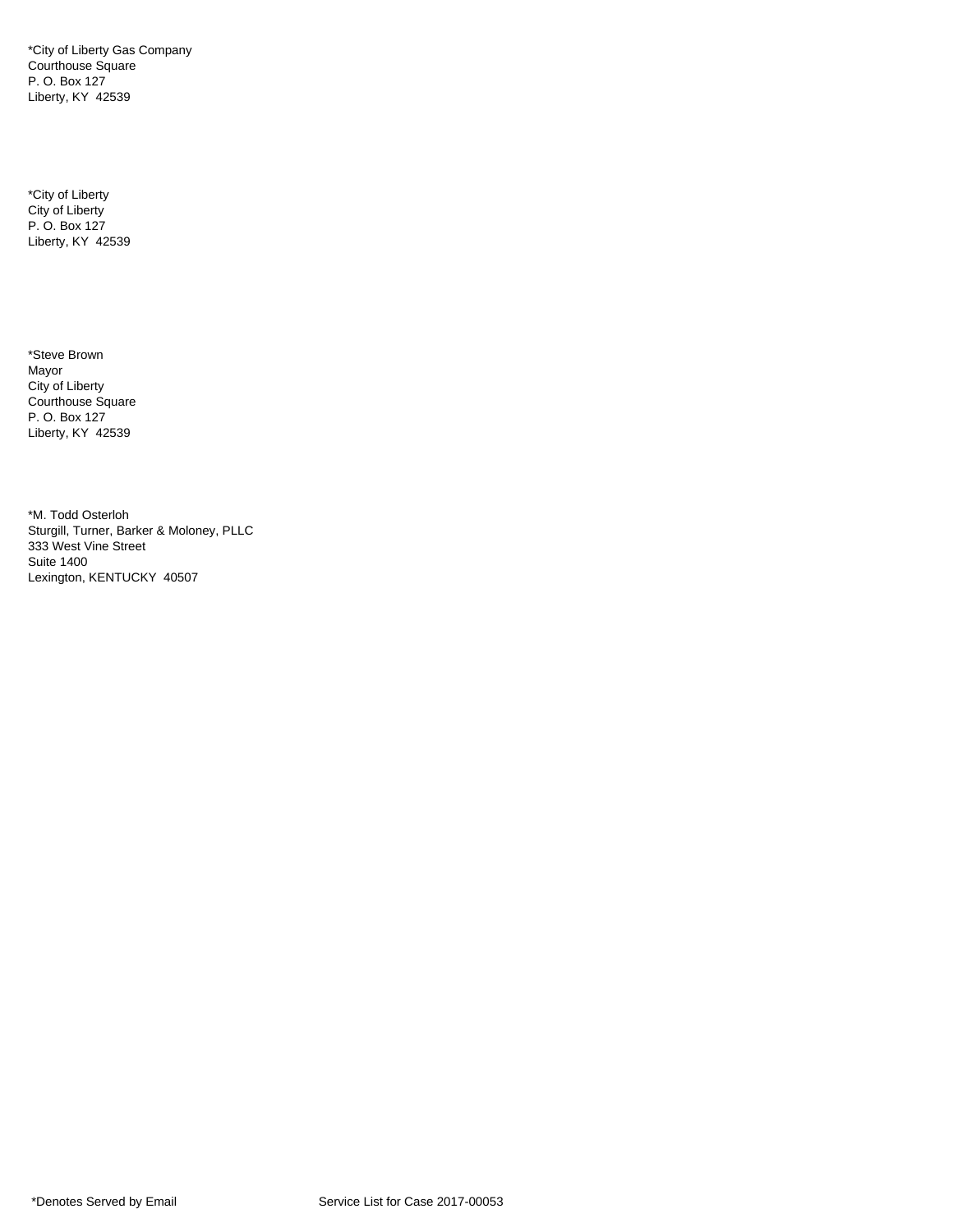*City of Liberty Gas Company
Courthouse Square
P. O. Box 127
Liberty, KY  42539

*City of Liberty
City of Liberty
P. O. Box 127
Liberty, KY  42539

*Steve Brown
Mayor
City of Liberty
Courthouse Square
P. O. Box 127
Liberty, KY  42539

*M. Todd Osterloh
Sturgill, Turner, Barker & Moloney, PLLC
333 West Vine Street
Suite 1400
Lexington, KENTUCKY  40507

*Denotes Served by Email

Service List for Case 2017-00053